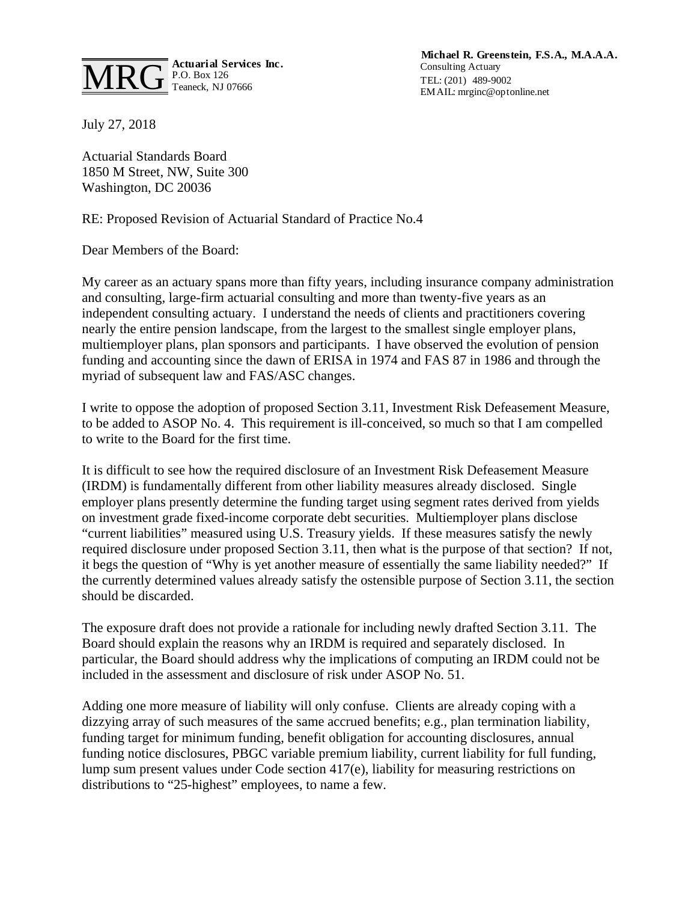**MRG** **Actuarial Services Inc.**
P.O. Box 126
Teaneck, NJ 07666

**Michael R. Greenstein, F.S.A., M.A.A.A.**
Consulting Actuary
TEL: (201) 489-9002
EMAIL: mrginc@optonline.net

July 27, 2018

Actuarial Standards Board
1850 M Street, NW, Suite 300
Washington, DC 20036

RE: Proposed Revision of Actuarial Standard of Practice No.4

Dear Members of the Board:

My career as an actuary spans more than fifty years, including insurance company administration and consulting, large-firm actuarial consulting and more than twenty-five years as an independent consulting actuary. I understand the needs of clients and practitioners covering nearly the entire pension landscape, from the largest to the smallest single employer plans, multiemployer plans, plan sponsors and participants. I have observed the evolution of pension funding and accounting since the dawn of ERISA in 1974 and FAS 87 in 1986 and through the myriad of subsequent law and FAS/ASC changes.

I write to oppose the adoption of proposed Section 3.11, Investment Risk Defeasement Measure, to be added to ASOP No. 4. This requirement is ill-conceived, so much so that I am compelled to write to the Board for the first time.

It is difficult to see how the required disclosure of an Investment Risk Defeasement Measure (IRDM) is fundamentally different from other liability measures already disclosed. Single employer plans presently determine the funding target using segment rates derived from yields on investment grade fixed-income corporate debt securities. Multiemployer plans disclose "current liabilities" measured using U.S. Treasury yields. If these measures satisfy the newly required disclosure under proposed Section 3.11, then what is the purpose of that section? If not, it begs the question of "Why is yet another measure of essentially the same liability needed?" If the currently determined values already satisfy the ostensible purpose of Section 3.11, the section should be discarded.

The exposure draft does not provide a rationale for including newly drafted Section 3.11. The Board should explain the reasons why an IRDM is required and separately disclosed. In particular, the Board should address why the implications of computing an IRDM could not be included in the assessment and disclosure of risk under ASOP No. 51.

Adding one more measure of liability will only confuse. Clients are already coping with a dizzying array of such measures of the same accrued benefits; e.g., plan termination liability, funding target for minimum funding, benefit obligation for accounting disclosures, annual funding notice disclosures, PBGC variable premium liability, current liability for full funding, lump sum present values under Code section 417(e), liability for measuring restrictions on distributions to "25-highest" employees, to name a few.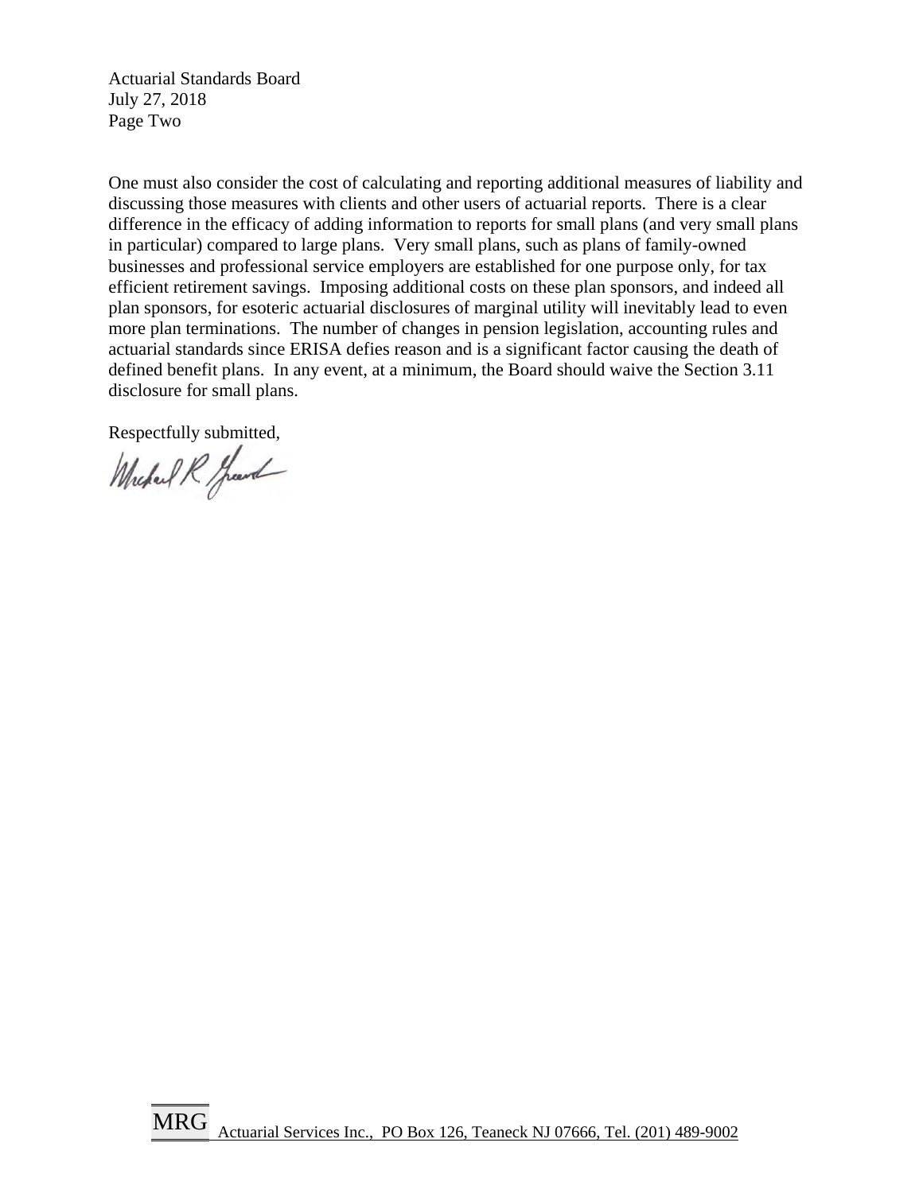One must also consider the cost of calculating and reporting additional measures of liability and discussing those measures with clients and other users of actuarial reports. There is a clear difference in the efficacy of adding information to reports for small plans (and very small plans in particular) compared to large plans. Very small plans, such as plans of family-owned businesses and professional service employers are established for one purpose only, for tax efficient retirement savings. Imposing additional costs on these plan sponsors, and indeed all plan sponsors, for esoteric actuarial disclosures of marginal utility will inevitably lead to even more plan terminations. The number of changes in pension legislation, accounting rules and actuarial standards since ERISA defies reason and is a significant factor causing the death of defined benefit plans. In any event, at a minimum, the Board should waive the Section 3.11 disclosure for small plans.

Respectfully submitted,

Michael R. Guard